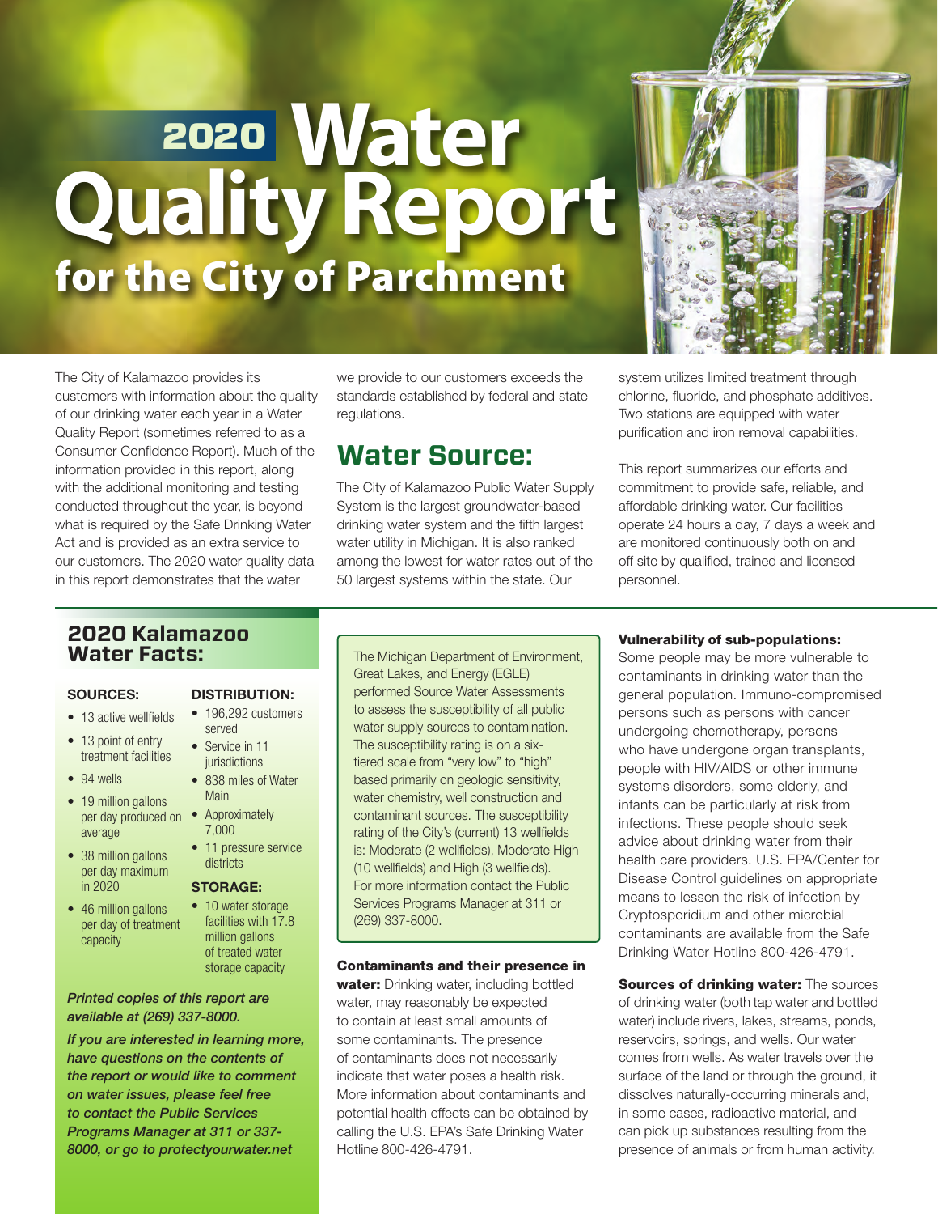# 2020 Water Quality Report for the City of Parchment

The City of Kalamazoo provides its customers with information about the quality of our drinking water each year in a Water Quality Report (sometimes referred to as a Consumer Confidence Report). Much of the information provided in this report, along with the additional monitoring and testing conducted throughout the year, is beyond what is required by the Safe Drinking Water Act and is provided as an extra service to our customers. The 2020 water quality data in this report demonstrates that the water we provide to our customers exceeds the standards established by federal and state regulations.

## Water Source:

The City of Kalamazoo Public Water Supply System is the largest groundwater-based drinking water system and the fifth largest water utility in Michigan. It is also ranked among the lowest for water rates out of the 50 largest systems within the state. Our system utilizes limited treatment through chlorine, fluoride, and phosphate additives. Two stations are equipped with water purification and iron removal capabilities.

This report summarizes our efforts and commitment to provide safe, reliable, and affordable drinking water. Our facilities operate 24 hours a day, 7 days a week and are monitored continuously both on and off site by qualified, trained and licensed personnel.

## 2020 Kalamazoo Water Facts:

### SOURCES:

- 13 active wellfields
- 13 point of entry treatment facilities
- 94 wells
- 19 million gallons per day produced on average
- 38 million gallons per day maximum in 2020
- 46 million gallons per day of treatment capacity

### DISTRIBUTION:

- 196,292 customers served
- Service in 11 jurisdictions
- 838 miles of Water Main
- Approximately 7,000
- 11 pressure service districts

### STORAGE:

- 10 water storage facilities with 17.8 million gallons of treated water storage capacity

***Printed copies of this report are available at (269) 337-8000.***

***If you are interested in learning more, have questions on the contents of the report or would like to comment on water issues, please feel free to contact the Public Services Programs Manager at 311 or 337-8000, or go to protectyourwater.net***

The Michigan Department of Environment, Great Lakes, and Energy (EGLE) performed Source Water Assessments to assess the susceptibility of all public water supply sources to contamination. The susceptibility rating is on a six-tiered scale from "very low" to "high" based primarily on geologic sensitivity, water chemistry, well construction and contaminant sources. The susceptibility rating of the City's (current) 13 wellfields is: Moderate (2 wellfields), Moderate High (10 wellfields) and High (3 wellfields). For more information contact the Public Services Programs Manager at 311 or (269) 337-8000.

**Contaminants and their presence in water:** Drinking water, including bottled water, may reasonably be expected to contain at least small amounts of some contaminants. The presence of contaminants does not necessarily indicate that water poses a health risk. More information about contaminants and potential health effects can be obtained by calling the U.S. EPA's Safe Drinking Water Hotline 800-426-4791.

**Vulnerability of sub-populations:** Some people may be more vulnerable to contaminants in drinking water than the general population. Immuno-compromised persons such as persons with cancer undergoing chemotherapy, persons who have undergone organ transplants, people with HIV/AIDS or other immune systems disorders, some elderly, and infants can be particularly at risk from infections. These people should seek advice about drinking water from their health care providers. U.S. EPA/Center for Disease Control guidelines on appropriate means to lessen the risk of infection by Cryptosporidium and other microbial contaminants are available from the Safe Drinking Water Hotline 800-426-4791.

**Sources of drinking water:** The sources of drinking water (both tap water and bottled water) include rivers, lakes, streams, ponds, reservoirs, springs, and wells. Our water comes from wells. As water travels over the surface of the land or through the ground, it dissolves naturally-occurring minerals and, in some cases, radioactive material, and can pick up substances resulting from the presence of animals or from human activity.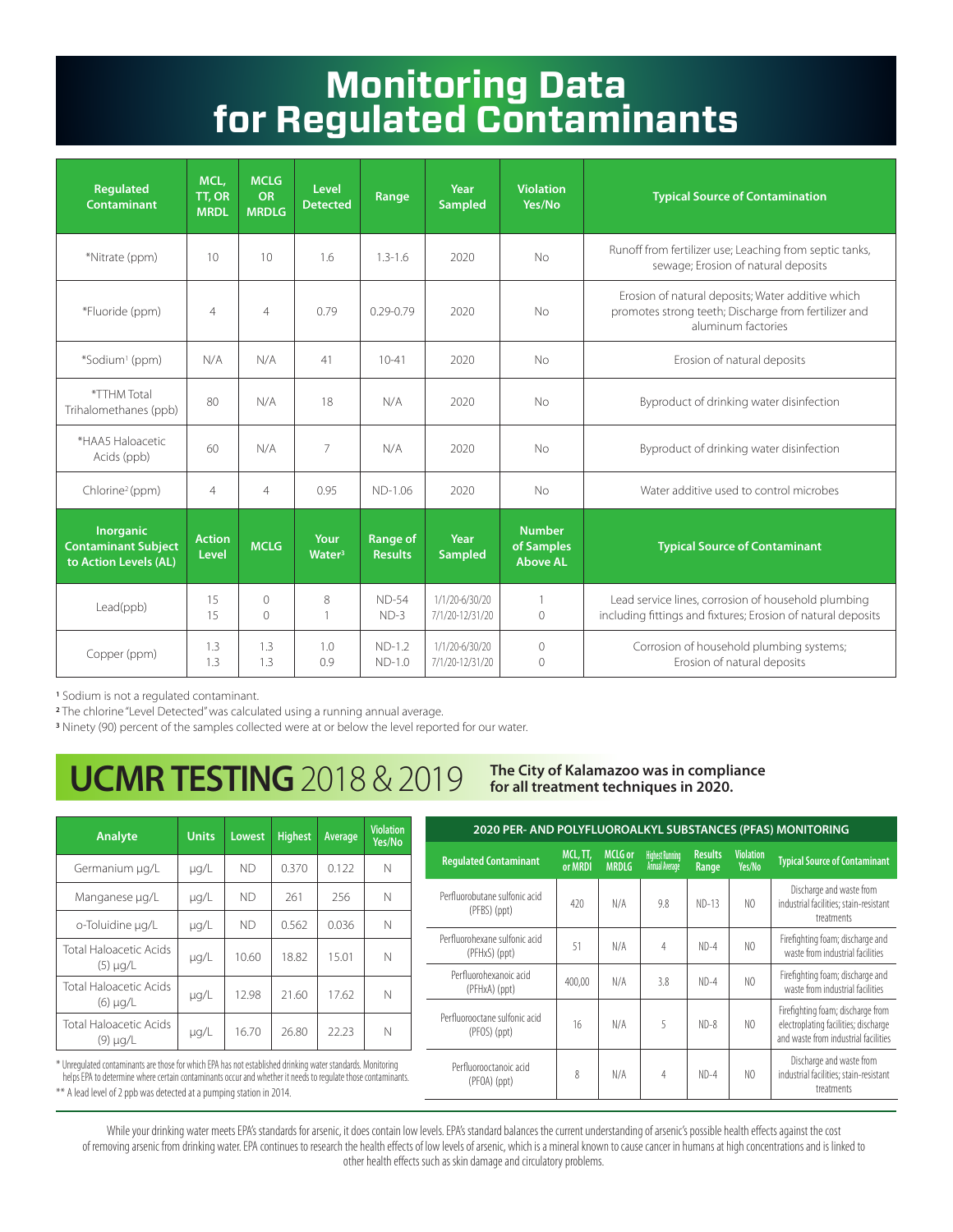# Monitoring Data for Regulated Contaminants

| Regulated Contaminant | MCL, TT, OR MRDL | MCLG OR MRDLG | Level Detected | Range | Year Sampled | Violation Yes/No | Typical Source of Contamination |
|---|---|---|---|---|---|---|---|
| *Nitrate (ppm) | 10 | 10 | 1.6 | 1.3-1.6 | 2020 | No | Runoff from fertilizer use; Leaching from septic tanks, sewage; Erosion of natural deposits |
| *Fluoride (ppm) | 4 | 4 | 0.79 | 0.29-0.79 | 2020 | No | Erosion of natural deposits; Water additive which promotes strong teeth; Discharge from fertilizer and aluminum factories |
| *Sodium[1] (ppm) | N/A | N/A | 41 | 10-41 | 2020 | No | Erosion of natural deposits |
| *TTHM Total Trihalomethanes (ppb) | 80 | N/A | 18 | N/A | 2020 | No | Byproduct of drinking water disinfection |
| *HAA5 Haloacetic Acids (ppb) | 60 | N/A | 7 | N/A | 2020 | No | Byproduct of drinking water disinfection |
| Chlorine[2] (ppm) | 4 | 4 | 0.95 | ND-1.06 | 2020 | No | Water additive used to control microbes |
| **Inorganic Contaminant Subject to Action Levels (AL)** | **Action Level** | **MCLG** | **Your Water[3]** | **Range of Results** | **Year Sampled** | **Number of Samples Above AL** | **Typical Source of Contaminant** |
| Lead(ppb) | 15<br>15 | 0<br>0 | 8<br>1 | ND-54<br>ND-3 | 1/1/20-6/30/20<br>7/1/20-12/31/20 | 1<br>0 | Lead service lines, corrosion of household plumbing including fittings and fixtures; Erosion of natural deposits |
| Copper (ppm) | 1.3<br>1.3 | 1.3<br>1.3 | 1.0<br>0.9 | ND-1.2<br>ND-1.0 | 1/1/20-6/30/20<br>7/1/20-12/31/20 | 0<br>0 | Corrosion of household plumbing systems; Erosion of natural deposits |

[1] Sodium is not a regulated contaminant.

[2] The chlorine "Level Detected" was calculated using a running annual average.

[3] Ninety (90) percent of the samples collected were at or below the level reported for our water.

## UCMR TESTING 2018 & 2019

**The City of Kalamazoo was in compliance for all treatment techniques in 2020.**

| Analyte | Units | Lowest | Highest | Average | Violation Yes/No |
|---|---|---|---|---|---|
| Germanium µg/L | µg/L | ND | 0.370 | 0.122 | N |
| Manganese µg/L | µg/L | ND | 261 | 256 | N |
| o-Toluidine µg/L | µg/L | ND | 0.562 | 0.036 | N |
| Total Haloacetic Acids (5) µg/L | µg/L | 10.60 | 18.82 | 15.01 | N |
| Total Haloacetic Acids (6) µg/L | µg/L | 12.98 | 21.60 | 17.62 | N |
| Total Haloacetic Acids (9) µg/L | µg/L | 16.70 | 26.80 | 22.23 | N |

\* Unregulated contaminants are those for which EPA has not established drinking water standards. Monitoring helps EPA to determine where certain contaminants occur and whether it needs to regulate those contaminants.

\*\* A lead level of 2 ppb was detected at a pumping station in 2014.

### 2020 PER- AND POLYFLUOROALKYL SUBSTANCES (PFAS) MONITORING

| Regulated Contaminant | MCL, TT, or MRDL | MCLG or MRDLG | Highest Running Annual Average | Results Range | Violation Yes/No | Typical Source of Contaminant |
|---|---|---|---|---|---|---|
| Perfluorobutane sulfonic acid (PFBS) (ppt) | 420 | N/A | 9.8 | ND-13 | NO | Discharge and waste from industrial facilities; stain-resistant treatments |
| Perfluorohexane sulfonic acid (PFHxS) (ppt) | 51 | N/A | 4 | ND-4 | NO | Firefighting foam; discharge and waste from industrial facilities |
| Perfluorohexanoic acid (PFHxA) (ppt) | 400,00 | N/A | 3.8 | ND-4 | NO | Firefighting foam; discharge and waste from industrial facilities |
| Perfluorooctane sulfonic acid (PFOS) (ppt) | 16 | N/A | 5 | ND-8 | NO | Firefighting foam; discharge from electroplating facilities; discharge and waste from industrial facilities |
| Perfluorooctanoic acid (PFOA) (ppt) | 8 | N/A | 4 | ND-4 | NO | Discharge and waste from industrial facilities; stain-resistant treatments |

While your drinking water meets EPA's standards for arsenic, it does contain low levels. EPA's standard balances the current understanding of arsenic's possible health effects against the cost of removing arsenic from drinking water. EPA continues to research the health effects of low levels of arsenic, which is a mineral known to cause cancer in humans at high concentrations and is linked to other health effects such as skin damage and circulatory problems.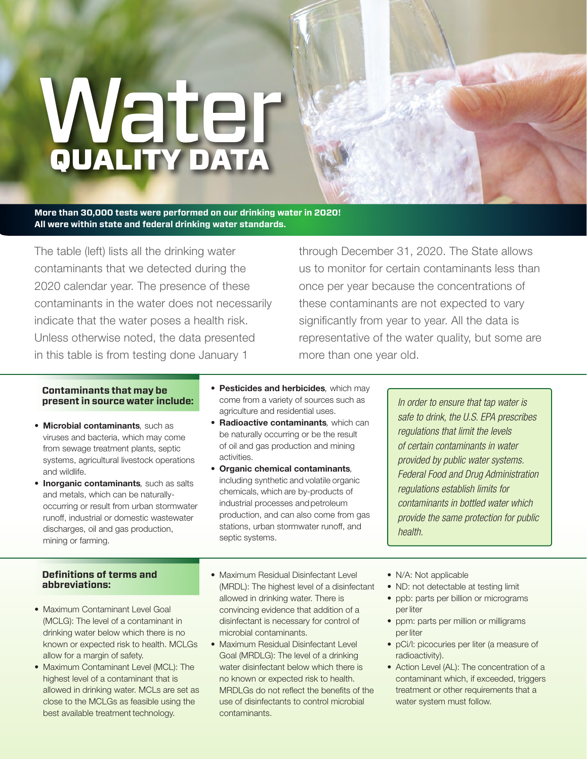# Water QUALITY DATA

**More than 30,000 tests were performed on our drinking water in 2020! All were within state and federal drinking water standards.**

The table (left) lists all the drinking water contaminants that we detected during the 2020 calendar year. The presence of these contaminants in the water does not necessarily indicate that the water poses a health risk. Unless otherwise noted, the data presented in this table is from testing done January 1 through December 31, 2020. The State allows us to monitor for certain contaminants less than once per year because the concentrations of these contaminants are not expected to vary significantly from year to year. All the data is representative of the water quality, but some are more than one year old.

## Contaminants that may be present in source water include:

- **Microbial contaminants**, such as viruses and bacteria, which may come from sewage treatment plants, septic systems, agricultural livestock operations and wildlife.
- **Inorganic contaminants**, such as salts and metals, which can be naturally-occurring or result from urban stormwater runoff, industrial or domestic wastewater discharges, oil and gas production, mining or farming.
- **Pesticides and herbicides**, which may come from a variety of sources such as agriculture and residential uses.
- **Radioactive contaminants**, which can be naturally occurring or be the result of oil and gas production and mining activities.
- **Organic chemical contaminants**, including synthetic and volatile organic chemicals, which are by-products of industrial processes and petroleum production, and can also come from gas stations, urban stormwater runoff, and septic systems.

*In order to ensure that tap water is safe to drink, the U.S. EPA prescribes regulations that limit the levels of certain contaminants in water provided by public water systems. Federal Food and Drug Administration regulations establish limits for contaminants in bottled water which provide the same protection for public health.*

## Definitions of terms and abbreviations:

- Maximum Contaminant Level Goal (MCLG): The level of a contaminant in drinking water below which there is no known or expected risk to health. MCLGs allow for a margin of safety.
- Maximum Contaminant Level (MCL): The highest level of a contaminant that is allowed in drinking water. MCLs are set as close to the MCLGs as feasible using the best available treatment technology.
- Maximum Residual Disinfectant Level (MRDL): The highest level of a disinfectant allowed in drinking water. There is convincing evidence that addition of a disinfectant is necessary for control of microbial contaminants.
- Maximum Residual Disinfectant Level Goal (MRDLG): The level of a drinking water disinfectant below which there is no known or expected risk to health. MRDLGs do not reflect the benefits of the use of disinfectants to control microbial contaminants.
- N/A: Not applicable
- ND: not detectable at testing limit
- ppb: parts per billion or micrograms per liter
- ppm: parts per million or milligrams per liter
- pCi/l: picocuries per liter (a measure of radioactivity).
- Action Level (AL): The concentration of a contaminant which, if exceeded, triggers treatment or other requirements that a water system must follow.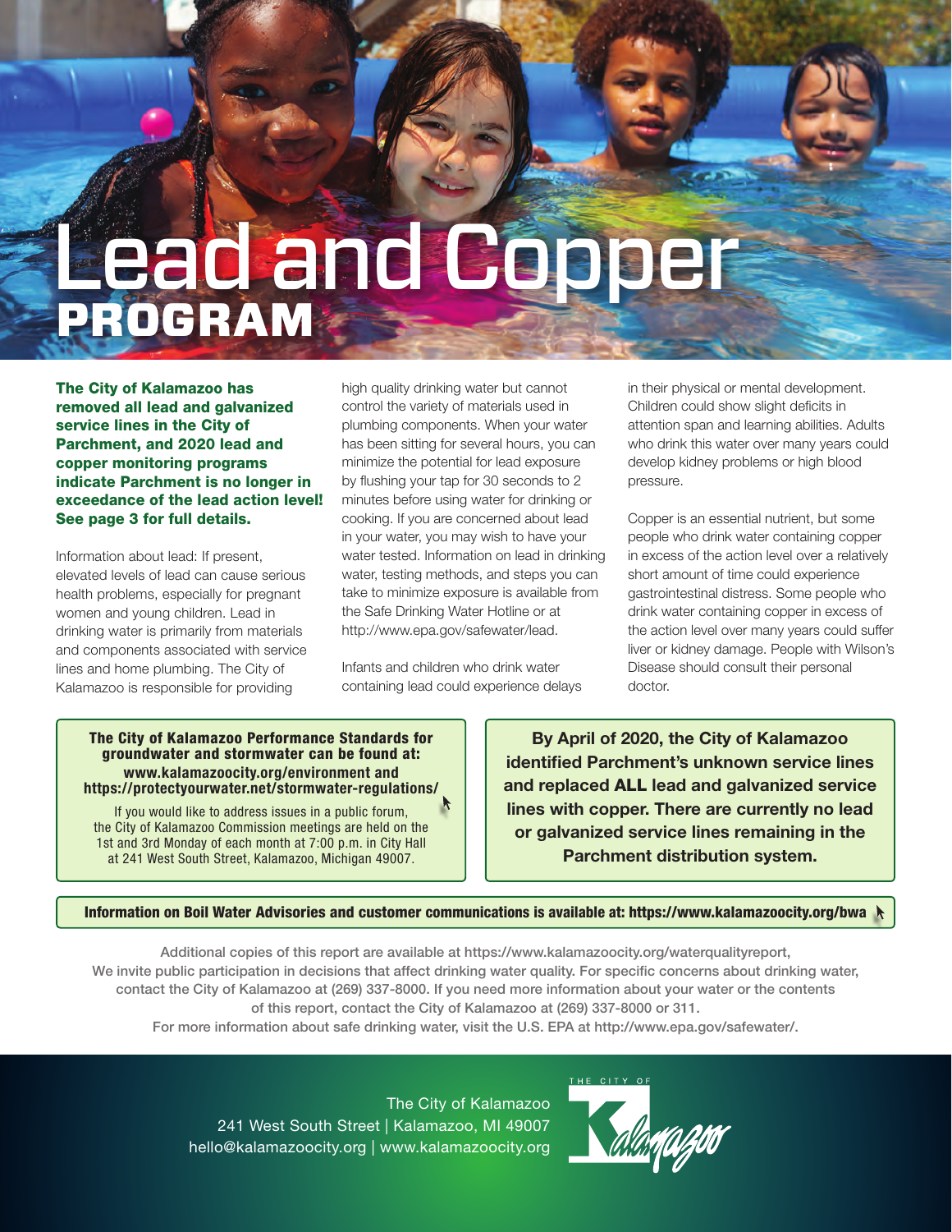# Lead and Copper PROGRAM

**The City of Kalamazoo has removed all lead and galvanized service lines in the City of Parchment, and 2020 lead and copper monitoring programs indicate Parchment is no longer in exceedance of the lead action level! See page 3 for full details.**

Information about lead: If present, elevated levels of lead can cause serious health problems, especially for pregnant women and young children. Lead in drinking water is primarily from materials and components associated with service lines and home plumbing. The City of Kalamazoo is responsible for providing high quality drinking water but cannot control the variety of materials used in plumbing components. When your water has been sitting for several hours, you can minimize the potential for lead exposure by flushing your tap for 30 seconds to 2 minutes before using water for drinking or cooking. If you are concerned about lead in your water, you may wish to have your water tested. Information on lead in drinking water, testing methods, and steps you can take to minimize exposure is available from the Safe Drinking Water Hotline or at http://www.epa.gov/safewater/lead.

Infants and children who drink water containing lead could experience delays in their physical or mental development. Children could show slight deficits in attention span and learning abilities. Adults who drink this water over many years could develop kidney problems or high blood pressure.

Copper is an essential nutrient, but some people who drink water containing copper in excess of the action level over a relatively short amount of time could experience gastrointestinal distress. Some people who drink water containing copper in excess of the action level over many years could suffer liver or kidney damage. People with Wilson's Disease should consult their personal doctor.

**The City of Kalamazoo Performance Standards for groundwater and stormwater can be found at: www.kalamazoocity.org/environment and https://protectyourwater.net/stormwater-regulations/**

If you would like to address issues in a public forum, the City of Kalamazoo Commission meetings are held on the 1st and 3rd Monday of each month at 7:00 p.m. in City Hall at 241 West South Street, Kalamazoo, Michigan 49007.

**By April of 2020, the City of Kalamazoo identified Parchment's unknown service lines and replaced ALL lead and galvanized service lines with copper. There are currently no lead or galvanized service lines remaining in the Parchment distribution system.**

**Information on Boil Water Advisories and customer communications is available at: https://www.kalamazoocity.org/bwa**

Additional copies of this report are available at https://www.kalamazoocity.org/waterqualityreport,
We invite public participation in decisions that affect drinking water quality. For specific concerns about drinking water, contact the City of Kalamazoo at (269) 337-8000. If you need more information about your water or the contents of this report, contact the City of Kalamazoo at (269) 337-8000 or 311.
For more information about safe drinking water, visit the U.S. EPA at http://www.epa.gov/safewater/.

The City of Kalamazoo
241 West South Street | Kalamazoo, MI 49007
hello@kalamazoocity.org | www.kalamazoocity.org

THE CITY OF Kalamazoo